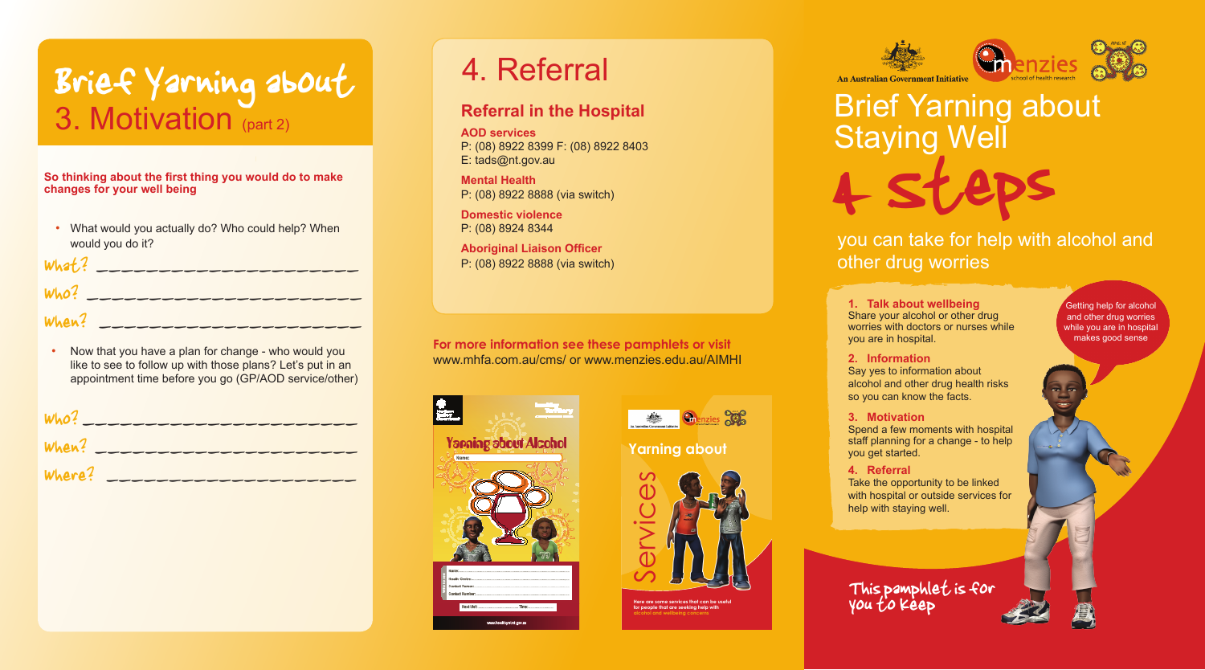# Brief Yarning about 3. Motivation (part 2)

**So thinking about the first thing you would do to make changes for your well being**

- What would you actually do? Who could help? When would you do it?

What? ______________________

Who? ______________________

When? ______________________

- Now that you have a plan for change - who would you like to see to follow up with those plans? Let's put in an appointment time before you go (GP/AOD service/other)

Who? ______________________

When? ______________________

Where? ______________________

# 4. Referral

## Referral in the Hospital

**AOD services**
P: (08) 8922 8399 F: (08) 8922 8403
E: tads@nt.gov.au

**Mental Health**
P: (08) 8922 8888 (via switch)

**Domestic violence**
P: (08) 8924 8344

**Aboriginal Liaison Officer**
P: (08) 8922 8888 (via switch)

**For more information see these pamphlets or visit**
www.mhfa.com.au/cms/ or www.menzies.edu.au/AIMHI

Yarning about Alcohol

Yarning about Services

Here are some services that can be useful for people that are seeking help with alcohol and wellbeing concerns

An Australian Government Initiative

menzies school of health research

# Brief Yarning about Staying Well

# 4 steps

you can take for help with alcohol and other drug worries

**1. Talk about wellbeing**
Share your alcohol or other drug worries with doctors or nurses while you are in hospital.

**2. Information**
Say yes to information about alcohol and other drug health risks so you can know the facts.

**3. Motivation**
Spend a few moments with hospital staff planning for a change - to help you get started.

**4. Referral**
Take the opportunity to be linked with hospital or outside services for help with staying well.

Getting help for alcohol and other drug worries while you are in hospital makes good sense

This pamphlet is for you to keep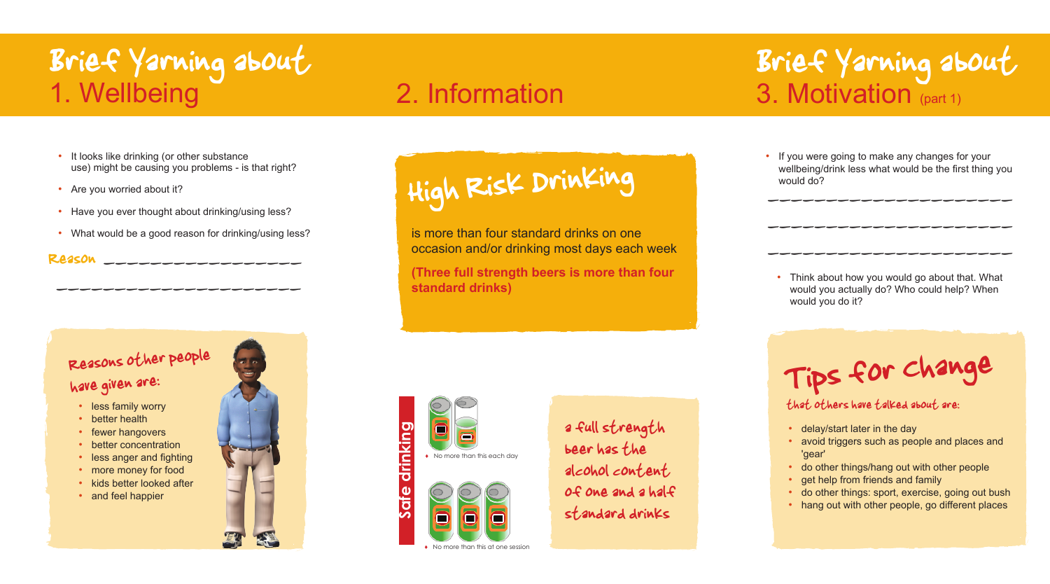# Brief Yarning about 1. Wellbeing

- It looks like drinking (or other substance use) might be causing you problems - is that right?
- Are you worried about it?
- Have you ever thought about drinking/using less?
- What would be a good reason for drinking/using less?

Reason ____________________

____________________

## Reasons other people have given are:

- less family worry
- better health
- fewer hangovers
- better concentration
- less anger and fighting
- more money for food
- kids better looked after
- and feel happier

# 2. Information

## High Risk Drinking

is more than four standard drinks on one occasion and/or drinking most days each week

**(Three full strength beers is more than four standard drinks)**

**Safe drinking**

- No more than this each day
- No more than this at one session

a full strength beer has the alcohol content of one and a half standard drinks

# Brief Yarning about 3. Motivation (part 1)

- If you were going to make any changes for your wellbeing/drink less what would be the first thing you would do?

____________________

____________________

____________________

- Think about how you would go about that. What would you actually do? Who could help? When would you do it?

## Tips for change

that others have talked about are:

- delay/start later in the day
- avoid triggers such as people and places and 'gear'
- do other things/hang out with other people
- get help from friends and family
- do other things: sport, exercise, going out bush
- hang out with other people, go different places